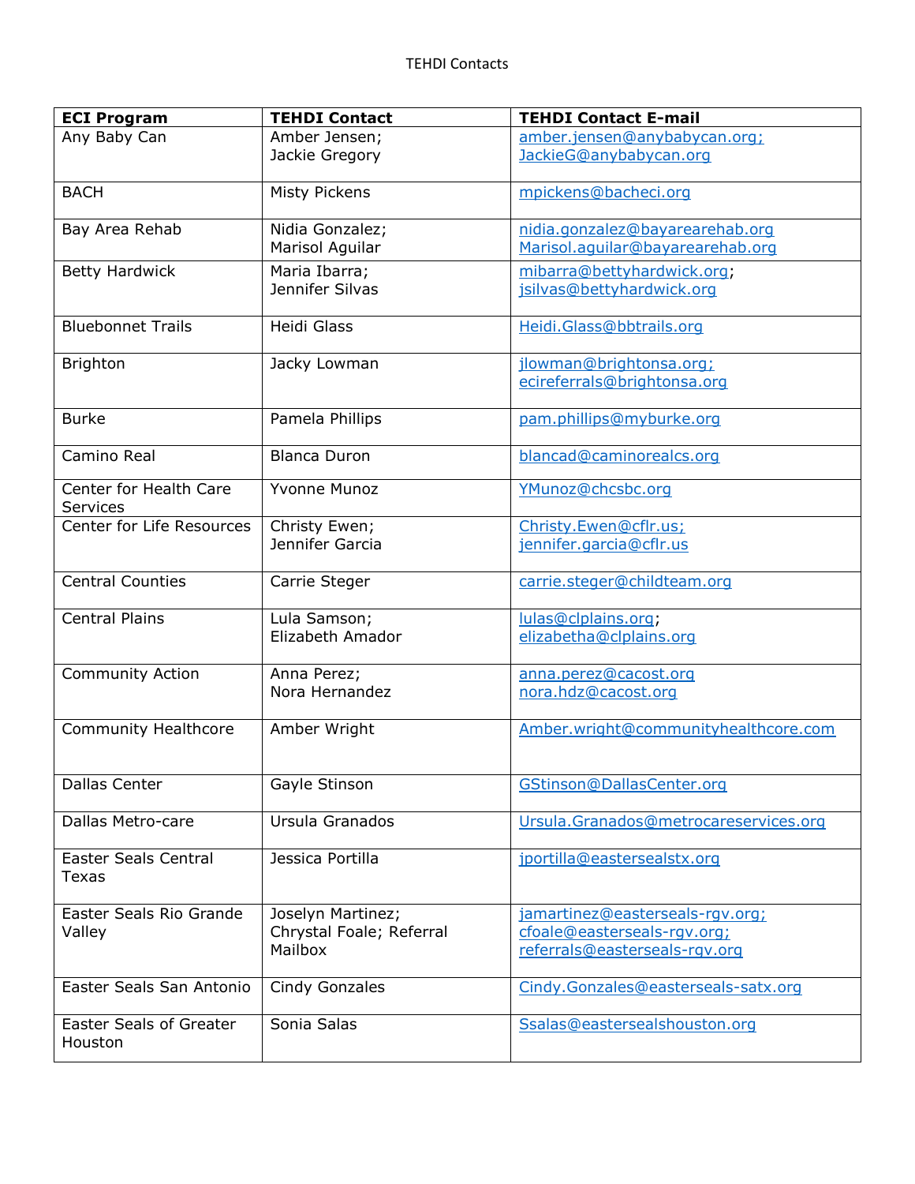TEHDI Contacts

| ECI Program | TEHDI Contact | TEHDI Contact E-mail |
|---|---|---|
| Any Baby Can | Amber Jensen; Jackie Gregory | amber.jensen@anybabycan.org; JackieG@anybabycan.org |
| BACH | Misty Pickens | mpickens@bacheci.org |
| Bay Area Rehab | Nidia Gonzalez; Marisol Aguilar | nidia.gonzalez@bayarearehab.org Marisol.aguilar@bayarearehab.org |
| Betty Hardwick | Maria Ibarra; Jennifer Silvas | mibarra@bettyhardwick.org; jsilvas@bettyhardwick.org |
| Bluebonnet Trails | Heidi Glass | Heidi.Glass@bbtrails.org |
| Brighton | Jacky Lowman | jlowman@brightonsa.org; ecireferrals@brightonsa.org |
| Burke | Pamela Phillips | pam.phillips@myburke.org |
| Camino Real | Blanca Duron | blancad@caminorealcs.org |
| Center for Health Care Services | Yvonne Munoz | YMunoz@chcsbc.org |
| Center for Life Resources | Christy Ewen; Jennifer Garcia | Christy.Ewen@cflr.us; jennifer.garcia@cflr.us |
| Central Counties | Carrie Steger | carrie.steger@childteam.org |
| Central Plains | Lula Samson; Elizabeth Amador | lulas@clplains.org; elizabetha@clplains.org |
| Community Action | Anna Perez; Nora Hernandez | anna.perez@cacost.org nora.hdz@cacost.org |
| Community Healthcore | Amber Wright | Amber.wright@communityhealthcore.com |
| Dallas Center | Gayle Stinson | GStinson@DallasCenter.org |
| Dallas Metro-care | Ursula Granados | Ursula.Granados@metrocareservices.org |
| Easter Seals Central Texas | Jessica Portilla | jportilla@eastersealstx.org |
| Easter Seals Rio Grande Valley | Joselyn Martinez; Chrystal Foale; Referral Mailbox | jamartinez@easterseals-rgv.org; cfoale@easterseals-rgv.org; referrals@easterseals-rgv.org |
| Easter Seals San Antonio | Cindy Gonzales | Cindy.Gonzales@easterseals-satx.org |
| Easter Seals of Greater Houston | Sonia Salas | Ssalas@eastersealshouston.org |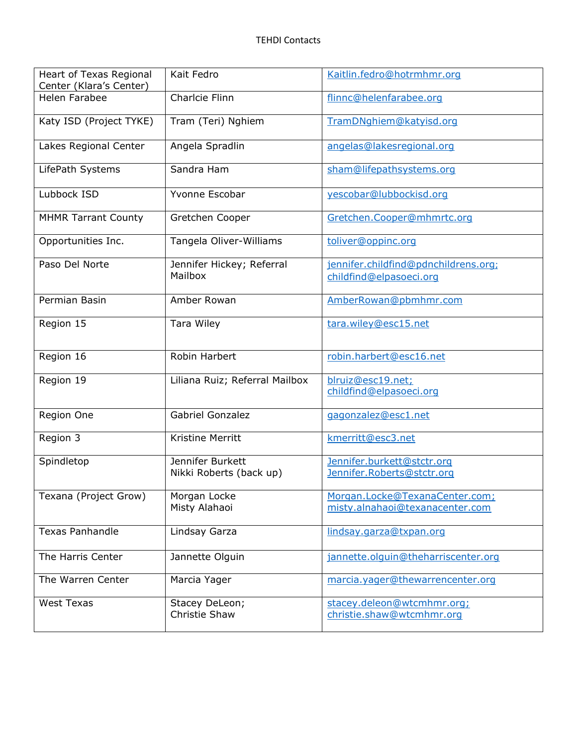TEHDI Contacts

| | | |
|---|---|---|
| Heart of Texas Regional Center (Klara's Center) | Kait Fedro | Kaitlin.fedro@hotrmhmr.org |
| Helen Farabee | Charlcie Flinn | flinnc@helenfarabee.org |
| Katy ISD (Project TYKE) | Tram (Teri) Nghiem | TramDNghiem@katyisd.org |
| Lakes Regional Center | Angela Spradlin | angelas@lakesregional.org |
| LifePath Systems | Sandra Ham | sham@lifepathsystems.org |
| Lubbock ISD | Yvonne Escobar | yescobar@lubbockisd.org |
| MHMR Tarrant County | Gretchen Cooper | Gretchen.Cooper@mhmrtc.org |
| Opportunities Inc. | Tangela Oliver-Williams | toliver@oppinc.org |
| Paso Del Norte | Jennifer Hickey; Referral Mailbox | jennifer.childfind@pdnchildrens.org; childfind@elpasoeci.org |
| Permian Basin | Amber Rowan | AmberRowan@pbmhmr.com |
| Region 15 | Tara Wiley | tara.wiley@esc15.net |
| Region 16 | Robin Harbert | robin.harbert@esc16.net |
| Region 19 | Liliana Ruiz; Referral Mailbox | blruiz@esc19.net; childfind@elpasoeci.org |
| Region One | Gabriel Gonzalez | gagonzalez@esc1.net |
| Region 3 | Kristine Merritt | kmerritt@esc3.net |
| Spindletop | Jennifer Burkett<br>Nikki Roberts (back up) | Jennifer.burkett@stctr.org<br>Jennifer.Roberts@stctr.org |
| Texana (Project Grow) | Morgan Locke<br>Misty Alahaoi | Morgan.Locke@TexanaCenter.com;<br>misty.alnahaoi@texanacenter.com |
| Texas Panhandle | Lindsay Garza | lindsay.garza@txpan.org |
| The Harris Center | Jannette Olguin | jannette.olguin@theharriscenter.org |
| The Warren Center | Marcia Yager | marcia.yager@thewarrencenter.org |
| West Texas | Stacey DeLeon;<br>Christie Shaw | stacey.deleon@wtcmhmr.org;<br>christie.shaw@wtcmhmr.org |